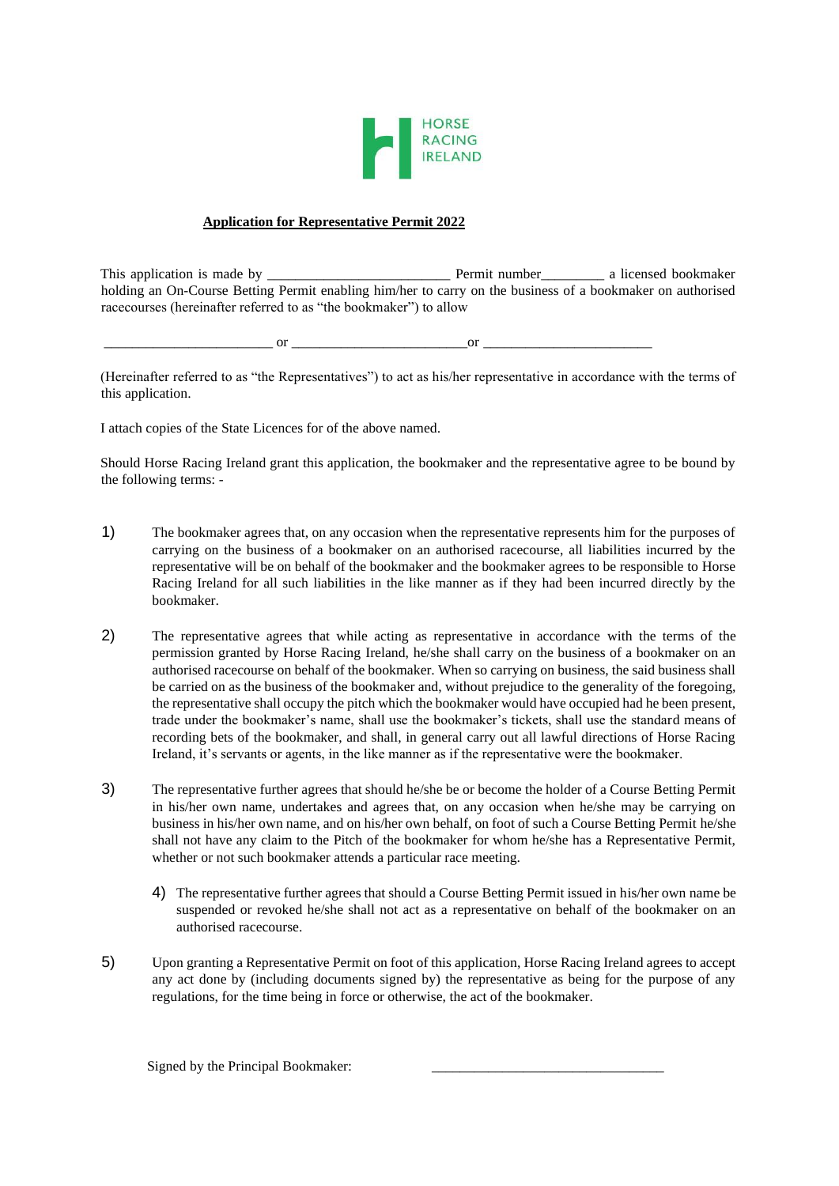HORSE RACING IRELAND

**Application for Representative Permit 2022**

This application is made by __________________________ Permit number_________ a licensed bookmaker holding an On-Course Betting Permit enabling him/her to carry on the business of a bookmaker on authorised racecourses (hereinafter referred to as "the bookmaker") to allow

________________________ or _________________________or ________________________

(Hereinafter referred to as "the Representatives") to act as his/her representative in accordance with the terms of this application.

I attach copies of the State Licences for of the above named.

Should Horse Racing Ireland grant this application, the bookmaker and the representative agree to be bound by the following terms: -

1) The bookmaker agrees that, on any occasion when the representative represents him for the purposes of carrying on the business of a bookmaker on an authorised racecourse, all liabilities incurred by the representative will be on behalf of the bookmaker and the bookmaker agrees to be responsible to Horse Racing Ireland for all such liabilities in the like manner as if they had been incurred directly by the bookmaker.

2) The representative agrees that while acting as representative in accordance with the terms of the permission granted by Horse Racing Ireland, he/she shall carry on the business of a bookmaker on an authorised racecourse on behalf of the bookmaker. When so carrying on business, the said business shall be carried on as the business of the bookmaker and, without prejudice to the generality of the foregoing, the representative shall occupy the pitch which the bookmaker would have occupied had he been present, trade under the bookmaker's name, shall use the bookmaker's tickets, shall use the standard means of recording bets of the bookmaker, and shall, in general carry out all lawful directions of Horse Racing Ireland, it's servants or agents, in the like manner as if the representative were the bookmaker.

3) The representative further agrees that should he/she be or become the holder of a Course Betting Permit in his/her own name, undertakes and agrees that, on any occasion when he/she may be carrying on business in his/her own name, and on his/her own behalf, on foot of such a Course Betting Permit he/she shall not have any claim to the Pitch of the bookmaker for whom he/she has a Representative Permit, whether or not such bookmaker attends a particular race meeting.

4) The representative further agrees that should a Course Betting Permit issued in his/her own name be suspended or revoked he/she shall not act as a representative on behalf of the bookmaker on an authorised racecourse.

5) Upon granting a Representative Permit on foot of this application, Horse Racing Ireland agrees to accept any act done by (including documents signed by) the representative as being for the purpose of any regulations, for the time being in force or otherwise, the act of the bookmaker.

Signed by the Principal Bookmaker: _________________________________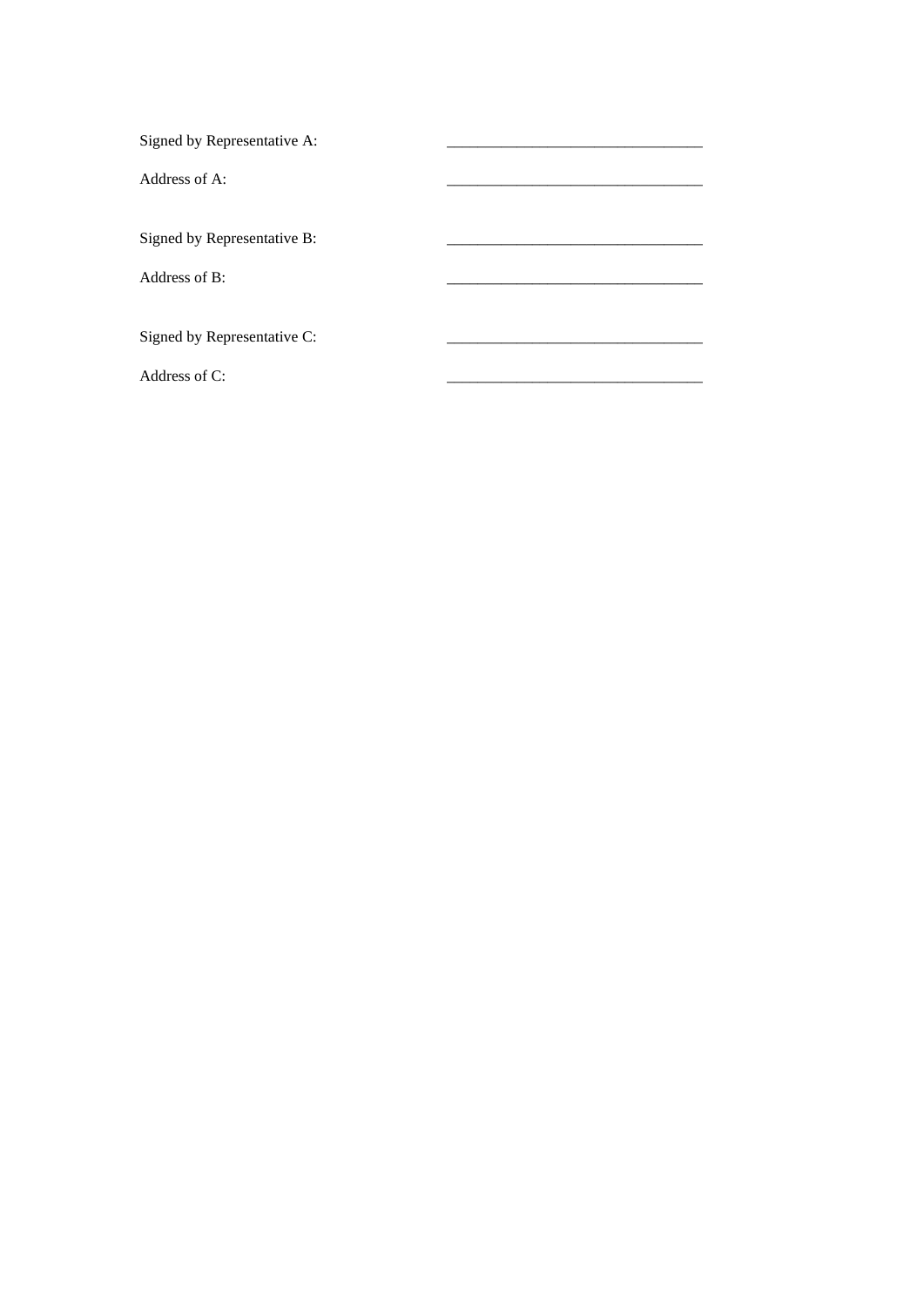Signed by Representative A: _________________________________

Address of A: _________________________________

Signed by Representative B: _________________________________

Address of B: _________________________________

Signed by Representative C: _________________________________

Address of C: _________________________________